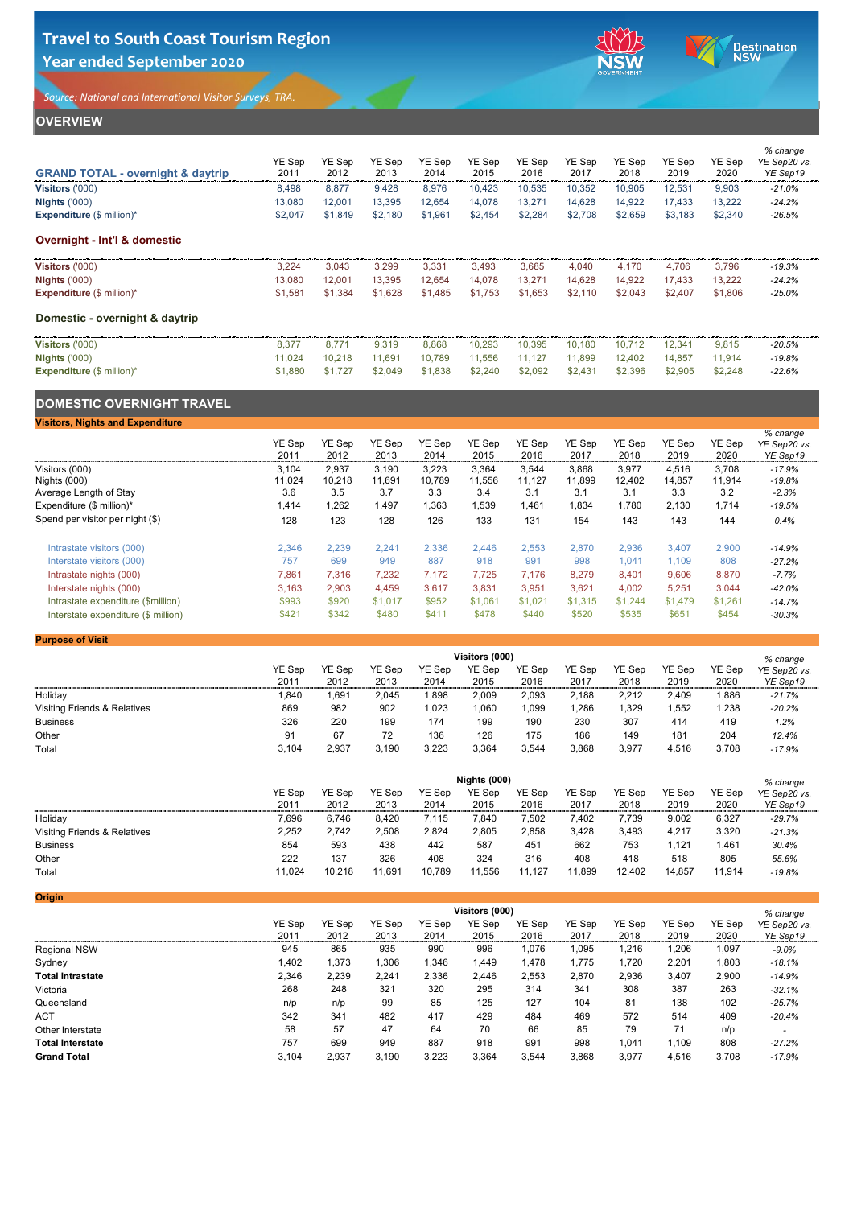# Travel to South Coast Tourism Region
## Year ended September 2020

*Source: National and International Visitor Surveys, TRA.*

## OVERVIEW

| GRAND TOTAL - overnight & daytrip | YE Sep 2011 | YE Sep 2012 | YE Sep 2013 | YE Sep 2014 | YE Sep 2015 | YE Sep 2016 | YE Sep 2017 | YE Sep 2018 | YE Sep 2019 | YE Sep 2020 | % change YE Sep20 vs. YE Sep19 |
|---|---|---|---|---|---|---|---|---|---|---|---|
| **Visitors** ('000) | 8,498 | 8,877 | 9,428 | 8,976 | 10,423 | 10,535 | 10,352 | 10,905 | 12,531 | 9,903 | *-21.0%* |
| **Nights** ('000) | 13,080 | 12,001 | 13,395 | 12,654 | 14,078 | 13,271 | 14,628 | 14,922 | 17,433 | 13,222 | *-24.2%* |
| **Expenditure** ($ million)* | $2,047 | $1,849 | $2,180 | $1,961 | $2,454 | $2,284 | $2,708 | $2,659 | $3,183 | $2,340 | *-26.5%* |

### Overnight - Int'l & domestic

| | | | | | | | | | | | |
|---|---|---|---|---|---|---|---|---|---|---|---|
| **Visitors** ('000) | 3,224 | 3,043 | 3,299 | 3,331 | 3,493 | 3,685 | 4,040 | 4,170 | 4,706 | 3,796 | *-19.3%* |
| **Nights** ('000) | 13,080 | 12,001 | 13,395 | 12,654 | 14,078 | 13,271 | 14,628 | 14,922 | 17,433 | 13,222 | *-24.2%* |
| **Expenditure** ($ million)* | $1,581 | $1,384 | $1,628 | $1,485 | $1,753 | $1,653 | $2,110 | $2,043 | $2,407 | $1,806 | *-25.0%* |

### Domestic - overnight & daytrip

| | | | | | | | | | | | |
|---|---|---|---|---|---|---|---|---|---|---|---|
| **Visitors** ('000) | 8,377 | 8,771 | 9,319 | 8,868 | 10,293 | 10,395 | 10,180 | 10,712 | 12,341 | 9,815 | *-20.5%* |
| **Nights** ('000) | 11,024 | 10,218 | 11,691 | 10,789 | 11,556 | 11,127 | 11,899 | 12,402 | 14,857 | 11,914 | *-19.8%* |
| **Expenditure** ($ million)* | $1,880 | $1,727 | $2,049 | $1,838 | $2,240 | $2,092 | $2,431 | $2,396 | $2,905 | $2,248 | *-22.6%* |

## DOMESTIC OVERNIGHT TRAVEL

### Visitors, Nights and Expenditure

| | YE Sep 2011 | YE Sep 2012 | YE Sep 2013 | YE Sep 2014 | YE Sep 2015 | YE Sep 2016 | YE Sep 2017 | YE Sep 2018 | YE Sep 2019 | YE Sep 2020 | % change YE Sep20 vs. YE Sep19 |
|---|---|---|---|---|---|---|---|---|---|---|---|
| Visitors (000) | 3,104 | 2,937 | 3,190 | 3,223 | 3,364 | 3,544 | 3,868 | 3,977 | 4,516 | 3,708 | *-17.9%* |
| Nights (000) | 11,024 | 10,218 | 11,691 | 10,789 | 11,556 | 11,127 | 11,899 | 12,402 | 14,857 | 11,914 | *-19.8%* |
| Average Length of Stay | 3.6 | 3.5 | 3.7 | 3.3 | 3.4 | 3.1 | 3.1 | 3.1 | 3.3 | 3.2 | *-2.3%* |
| Expenditure ($ million)* | 1,414 | 1,262 | 1,497 | 1,363 | 1,539 | 1,461 | 1,834 | 1,780 | 2,130 | 1,714 | *-19.5%* |
| Spend per visitor per night ($) | 128 | 123 | 128 | 126 | 133 | 131 | 154 | 143 | 143 | 144 | *0.4%* |
| Intrastate visitors (000) | 2,346 | 2,239 | 2,241 | 2,336 | 2,446 | 2,553 | 2,870 | 2,936 | 3,407 | 2,900 | *-14.9%* |
| Interstate visitors (000) | 757 | 699 | 949 | 887 | 918 | 991 | 998 | 1,041 | 1,109 | 808 | *-27.2%* |
| Intrastate nights (000) | 7,861 | 7,316 | 7,232 | 7,172 | 7,725 | 7,176 | 8,279 | 8,401 | 9,606 | 8,870 | *-7.7%* |
| Interstate nights (000) | 3,163 | 2,903 | 4,459 | 3,617 | 3,831 | 3,951 | 3,621 | 4,002 | 5,251 | 3,044 | *-42.0%* |
| Intrastate expenditure ($million) | $993 | $920 | $1,017 | $952 | $1,061 | $1,021 | $1,315 | $1,244 | $1,479 | $1,261 | *-14.7%* |
| Interstate expenditure ($ million) | $421 | $342 | $480 | $411 | $478 | $440 | $520 | $535 | $651 | $454 | *-30.3%* |

### Purpose of Visit

| Visitors (000) | YE Sep 2011 | YE Sep 2012 | YE Sep 2013 | YE Sep 2014 | YE Sep 2015 | YE Sep 2016 | YE Sep 2017 | YE Sep 2018 | YE Sep 2019 | YE Sep 2020 | % change YE Sep20 vs. YE Sep19 |
|---|---|---|---|---|---|---|---|---|---|---|---|
| Holiday | 1,840 | 1,691 | 2,045 | 1,898 | 2,009 | 2,093 | 2,188 | 2,212 | 2,409 | 1,886 | *-21.7%* |
| Visiting Friends & Relatives | 869 | 982 | 902 | 1,023 | 1,060 | 1,099 | 1,286 | 1,329 | 1,552 | 1,238 | *-20.2%* |
| Business | 326 | 220 | 199 | 174 | 199 | 190 | 230 | 307 | 414 | 419 | *1.2%* |
| Other | 91 | 67 | 72 | 136 | 126 | 175 | 186 | 149 | 181 | 204 | *12.4%* |
| Total | 3,104 | 2,937 | 3,190 | 3,223 | 3,364 | 3,544 | 3,868 | 3,977 | 4,516 | 3,708 | *-17.9%* |

| Nights (000) | YE Sep 2011 | YE Sep 2012 | YE Sep 2013 | YE Sep 2014 | YE Sep 2015 | YE Sep 2016 | YE Sep 2017 | YE Sep 2018 | YE Sep 2019 | YE Sep 2020 | % change YE Sep20 vs. YE Sep19 |
|---|---|---|---|---|---|---|---|---|---|---|---|
| Holiday | 7,696 | 6,746 | 8,420 | 7,115 | 7,840 | 7,502 | 7,402 | 7,739 | 9,002 | 6,327 | *-29.7%* |
| Visiting Friends & Relatives | 2,252 | 2,742 | 2,508 | 2,824 | 2,805 | 2,858 | 3,428 | 3,493 | 4,217 | 3,320 | *-21.3%* |
| Business | 854 | 593 | 438 | 442 | 587 | 451 | 662 | 753 | 1,121 | 1,461 | *30.4%* |
| Other | 222 | 137 | 326 | 408 | 324 | 316 | 408 | 418 | 518 | 805 | *55.6%* |
| Total | 11,024 | 10,218 | 11,691 | 10,789 | 11,556 | 11,127 | 11,899 | 12,402 | 14,857 | 11,914 | *-19.8%* |

### Origin

| Visitors (000) | YE Sep 2011 | YE Sep 2012 | YE Sep 2013 | YE Sep 2014 | YE Sep 2015 | YE Sep 2016 | YE Sep 2017 | YE Sep 2018 | YE Sep 2019 | YE Sep 2020 | % change YE Sep20 vs. YE Sep19 |
|---|---|---|---|---|---|---|---|---|---|---|---|
| Regional NSW | 945 | 865 | 935 | 990 | 996 | 1,076 | 1,095 | 1,216 | 1,206 | 1,097 | *-9.0%* |
| Sydney | 1,402 | 1,373 | 1,306 | 1,346 | 1,449 | 1,478 | 1,775 | 1,720 | 2,201 | 1,803 | *-18.1%* |
| **Total Intrastate** | 2,346 | 2,239 | 2,241 | 2,336 | 2,446 | 2,553 | 2,870 | 2,936 | 3,407 | 2,900 | *-14.9%* |
| Victoria | 268 | 248 | 321 | 320 | 295 | 314 | 341 | 308 | 387 | 263 | *-32.1%* |
| Queensland | n/p | n/p | 99 | 85 | 125 | 127 | 104 | 81 | 138 | 102 | *-25.7%* |
| ACT | 342 | 341 | 482 | 417 | 429 | 484 | 469 | 572 | 514 | 409 | *-20.4%* |
| Other Interstate | 58 | 57 | 47 | 64 | 70 | 66 | 85 | 79 | 71 | n/p | - |
| **Total Interstate** | 757 | 699 | 949 | 887 | 918 | 991 | 998 | 1,041 | 1,109 | 808 | *-27.2%* |
| **Grand Total** | 3,104 | 2,937 | 3,190 | 3,223 | 3,364 | 3,544 | 3,868 | 3,977 | 4,516 | 3,708 | *-17.9%* |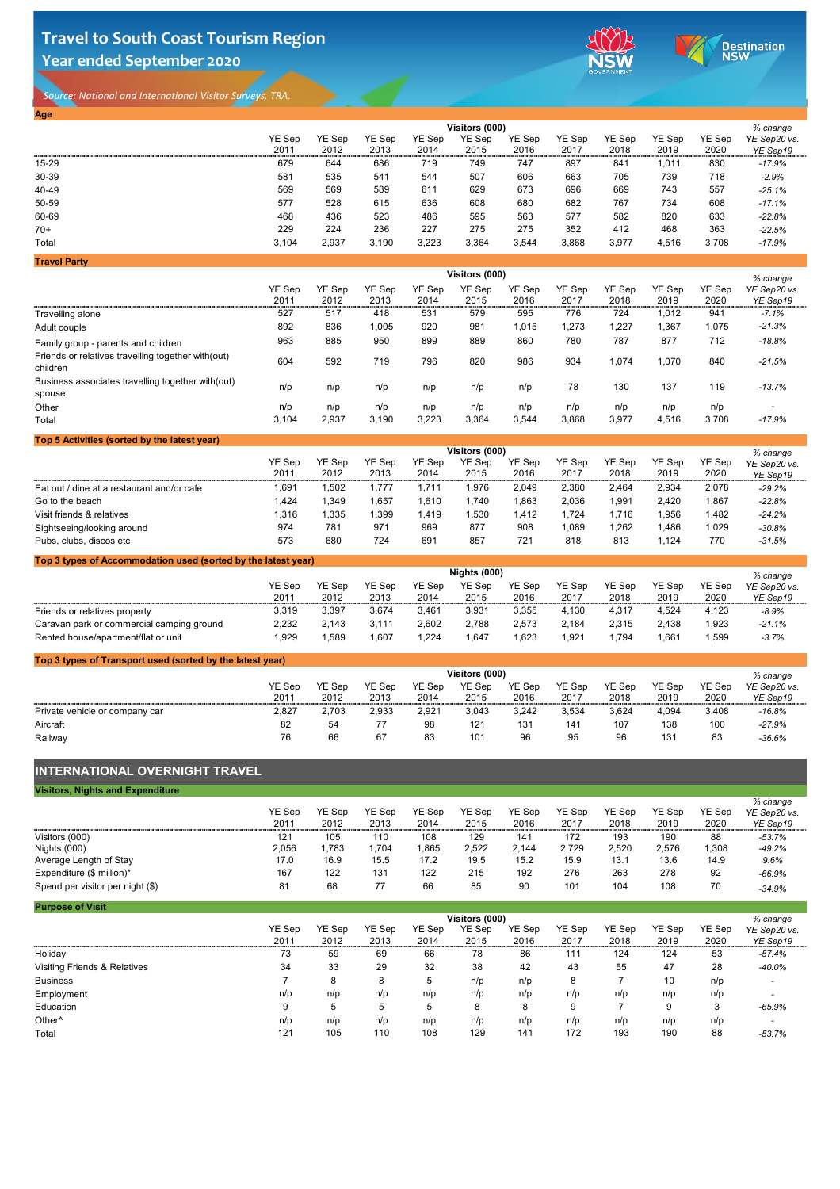# Travel to South Coast Tourism Region
## Year ended September 2020

*Source: National and International Visitor Surveys, TRA.*

### Age

| | Visitors (000) | | | | | | | | | | % change |
|---|---|---|---|---|---|---|---|---|---|---|---|
| | YE Sep 2011 | YE Sep 2012 | YE Sep 2013 | YE Sep 2014 | YE Sep 2015 | YE Sep 2016 | YE Sep 2017 | YE Sep 2018 | YE Sep 2019 | YE Sep 2020 | *YE Sep20 vs. YE Sep19* |
| 15-29 | 679 | 644 | 686 | 719 | 749 | 747 | 897 | 841 | 1,011 | 830 | *-17.9%* |
| 30-39 | 581 | 535 | 541 | 544 | 507 | 606 | 663 | 705 | 739 | 718 | *-2.9%* |
| 40-49 | 569 | 569 | 589 | 611 | 629 | 673 | 696 | 669 | 743 | 557 | *-25.1%* |
| 50-59 | 577 | 528 | 615 | 636 | 608 | 680 | 682 | 767 | 734 | 608 | *-17.1%* |
| 60-69 | 468 | 436 | 523 | 486 | 595 | 563 | 577 | 582 | 820 | 633 | *-22.8%* |
| 70+ | 229 | 224 | 236 | 227 | 275 | 275 | 352 | 412 | 468 | 363 | *-22.5%* |
| Total | 3,104 | 2,937 | 3,190 | 3,223 | 3,364 | 3,544 | 3,868 | 3,977 | 4,516 | 3,708 | *-17.9%* |

### Travel Party

| | Visitors (000) | | | | | | | | | | % change |
|---|---|---|---|---|---|---|---|---|---|---|---|
| | YE Sep 2011 | YE Sep 2012 | YE Sep 2013 | YE Sep 2014 | YE Sep 2015 | YE Sep 2016 | YE Sep 2017 | YE Sep 2018 | YE Sep 2019 | YE Sep 2020 | *YE Sep20 vs. YE Sep19* |
| Travelling alone | 527 | 517 | 418 | 531 | 579 | 595 | 776 | 724 | 1,012 | 941 | *-7.1%* |
| Adult couple | 892 | 836 | 1,005 | 920 | 981 | 1,015 | 1,273 | 1,227 | 1,367 | 1,075 | *-21.3%* |
| Family group - parents and children | 963 | 885 | 950 | 899 | 889 | 860 | 780 | 787 | 877 | 712 | *-18.8%* |
| Friends or relatives travelling together with(out) children | 604 | 592 | 719 | 796 | 820 | 986 | 934 | 1,074 | 1,070 | 840 | *-21.5%* |
| Business associates travelling together with(out) spouse | n/p | n/p | n/p | n/p | n/p | n/p | 78 | 130 | 137 | 119 | *-13.7%* |
| Other | n/p | n/p | n/p | n/p | n/p | n/p | n/p | n/p | n/p | n/p | - |
| Total | 3,104 | 2,937 | 3,190 | 3,223 | 3,364 | 3,544 | 3,868 | 3,977 | 4,516 | 3,708 | *-17.9%* |

### Top 5 Activities (sorted by the latest year)

| | Visitors (000) | | | | | | | | | | % change |
|---|---|---|---|---|---|---|---|---|---|---|---|
| | YE Sep 2011 | YE Sep 2012 | YE Sep 2013 | YE Sep 2014 | YE Sep 2015 | YE Sep 2016 | YE Sep 2017 | YE Sep 2018 | YE Sep 2019 | YE Sep 2020 | *YE Sep20 vs. YE Sep19* |
| Eat out / dine at a restaurant and/or cafe | 1,691 | 1,502 | 1,777 | 1,711 | 1,976 | 2,049 | 2,380 | 2,464 | 2,934 | 2,078 | *-29.2%* |
| Go to the beach | 1,424 | 1,349 | 1,657 | 1,610 | 1,740 | 1,863 | 2,036 | 1,991 | 2,420 | 1,867 | *-22.8%* |
| Visit friends & relatives | 1,316 | 1,335 | 1,399 | 1,419 | 1,530 | 1,412 | 1,724 | 1,716 | 1,956 | 1,482 | *-24.2%* |
| Sightseeing/looking around | 974 | 781 | 971 | 969 | 877 | 908 | 1,089 | 1,262 | 1,486 | 1,029 | *-30.8%* |
| Pubs, clubs, discos etc | 573 | 680 | 724 | 691 | 857 | 721 | 818 | 813 | 1,124 | 770 | *-31.5%* |

### Top 3 types of Accommodation used (sorted by the latest year)

| | Nights (000) | | | | | | | | | | % change |
|---|---|---|---|---|---|---|---|---|---|---|---|
| | YE Sep 2011 | YE Sep 2012 | YE Sep 2013 | YE Sep 2014 | YE Sep 2015 | YE Sep 2016 | YE Sep 2017 | YE Sep 2018 | YE Sep 2019 | YE Sep 2020 | *YE Sep20 vs. YE Sep19* |
| Friends or relatives property | 3,319 | 3,397 | 3,674 | 3,461 | 3,931 | 3,355 | 4,130 | 4,317 | 4,524 | 4,123 | *-8.9%* |
| Caravan park or commercial camping ground | 2,232 | 2,143 | 3,111 | 2,602 | 2,788 | 2,573 | 2,184 | 2,315 | 2,438 | 1,923 | *-21.1%* |
| Rented house/apartment/flat or unit | 1,929 | 1,589 | 1,607 | 1,224 | 1,647 | 1,623 | 1,921 | 1,794 | 1,661 | 1,599 | *-3.7%* |

### Top 3 types of Transport used (sorted by the latest year)

| | Visitors (000) | | | | | | | | | | % change |
|---|---|---|---|---|---|---|---|---|---|---|---|
| | YE Sep 2011 | YE Sep 2012 | YE Sep 2013 | YE Sep 2014 | YE Sep 2015 | YE Sep 2016 | YE Sep 2017 | YE Sep 2018 | YE Sep 2019 | YE Sep 2020 | *YE Sep20 vs. YE Sep19* |
| Private vehicle or company car | 2,827 | 2,703 | 2,933 | 2,921 | 3,043 | 3,242 | 3,534 | 3,624 | 4,094 | 3,408 | *-16.8%* |
| Aircraft | 82 | 54 | 77 | 98 | 121 | 131 | 141 | 107 | 138 | 100 | *-27.9%* |
| Railway | 76 | 66 | 67 | 83 | 101 | 96 | 95 | 96 | 131 | 83 | *-36.6%* |

## INTERNATIONAL OVERNIGHT TRAVEL

### Visitors, Nights and Expenditure

| | YE Sep 2011 | YE Sep 2012 | YE Sep 2013 | YE Sep 2014 | YE Sep 2015 | YE Sep 2016 | YE Sep 2017 | YE Sep 2018 | YE Sep 2019 | YE Sep 2020 | *% change YE Sep20 vs. YE Sep19* |
|---|---|---|---|---|---|---|---|---|---|---|---|
| Visitors (000) | 121 | 105 | 110 | 108 | 129 | 141 | 172 | 193 | 190 | 88 | *-53.7%* |
| Nights (000) | 2,056 | 1,783 | 1,704 | 1,865 | 2,522 | 2,144 | 2,729 | 2,520 | 2,576 | 1,308 | *-49.2%* |
| Average Length of Stay | 17.0 | 16.9 | 15.5 | 17.2 | 19.5 | 15.2 | 15.9 | 13.1 | 13.6 | 14.9 | *9.6%* |
| Expenditure ($ million)* | 167 | 122 | 131 | 122 | 215 | 192 | 276 | 263 | 278 | 92 | *-66.9%* |
| Spend per visitor per night ($) | 81 | 68 | 77 | 66 | 85 | 90 | 101 | 104 | 108 | 70 | *-34.9%* |

### Purpose of Visit

| | Visitors (000) | | | | | | | | | | % change |
|---|---|---|---|---|---|---|---|---|---|---|---|
| | YE Sep 2011 | YE Sep 2012 | YE Sep 2013 | YE Sep 2014 | YE Sep 2015 | YE Sep 2016 | YE Sep 2017 | YE Sep 2018 | YE Sep 2019 | YE Sep 2020 | *YE Sep20 vs. YE Sep19* |
| Holiday | 73 | 59 | 69 | 66 | 78 | 86 | 111 | 124 | 124 | 53 | *-57.4%* |
| Visiting Friends & Relatives | 34 | 33 | 29 | 32 | 38 | 42 | 43 | 55 | 47 | 28 | *-40.0%* |
| Business | 7 | 8 | 8 | 5 | n/p | n/p | 8 | 7 | 10 | n/p | - |
| Employment | n/p | n/p | n/p | n/p | n/p | n/p | n/p | n/p | n/p | n/p | - |
| Education | 9 | 5 | 5 | 5 | 8 | 8 | 9 | 7 | 9 | 3 | *-65.9%* |
| Other^ | n/p | n/p | n/p | n/p | n/p | n/p | n/p | n/p | n/p | n/p | - |
| Total | 121 | 105 | 110 | 108 | 129 | 141 | 172 | 193 | 190 | 88 | *-53.7%* |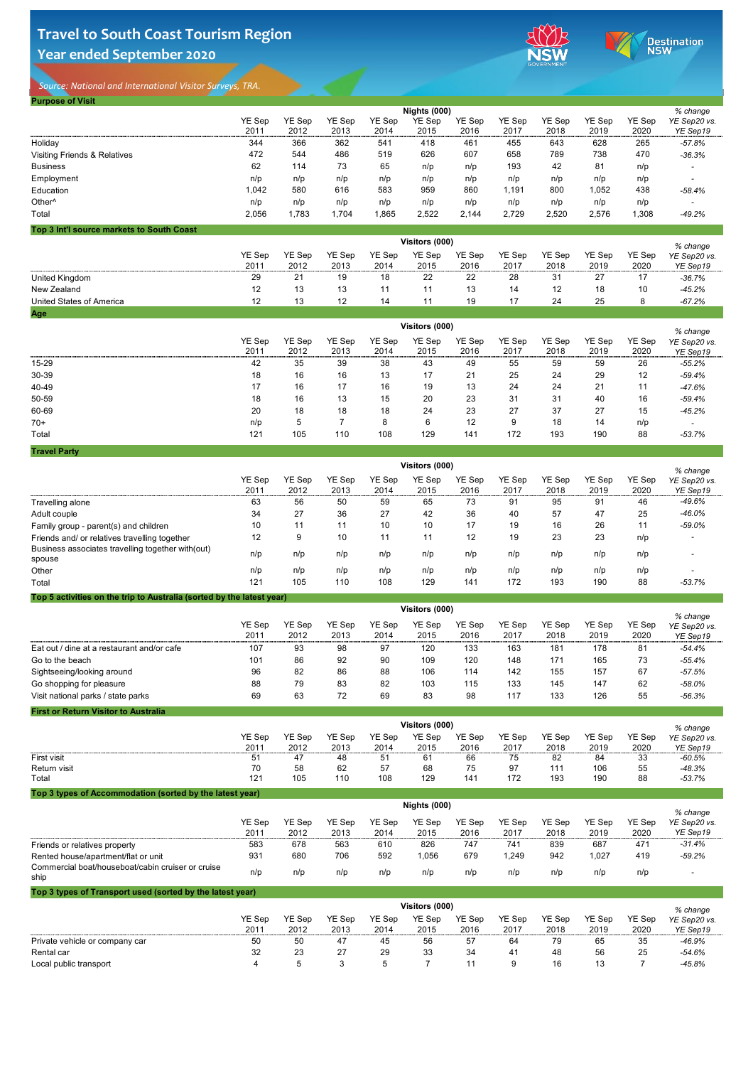# Travel to South Coast Tourism Region
## Year ended September 2020

*Source: National and International Visitor Surveys, TRA.*

### Purpose of Visit

| | Nights (000) | | | | | | | | | | % change |
|---|---|---|---|---|---|---|---|---|---|---|---|
| | YE Sep 2011 | YE Sep 2012 | YE Sep 2013 | YE Sep 2014 | YE Sep 2015 | YE Sep 2016 | YE Sep 2017 | YE Sep 2018 | YE Sep 2019 | YE Sep 2020 | YE Sep20 vs. YE Sep19 |
| Holiday | 344 | 366 | 362 | 541 | 418 | 461 | 455 | 643 | 628 | 265 | *-57.8%* |
| Visiting Friends & Relatives | 472 | 544 | 486 | 519 | 626 | 607 | 658 | 789 | 738 | 470 | *-36.3%* |
| Business | 62 | 114 | 73 | 65 | n/p | n/p | 193 | 42 | 81 | n/p | - |
| Employment | n/p | n/p | n/p | n/p | n/p | n/p | n/p | n/p | n/p | n/p | - |
| Education | 1,042 | 580 | 616 | 583 | 959 | 860 | 1,191 | 800 | 1,052 | 438 | *-58.4%* |
| Other^ | n/p | n/p | n/p | n/p | n/p | n/p | n/p | n/p | n/p | n/p | - |
| Total | 2,056 | 1,783 | 1,704 | 1,865 | 2,522 | 2,144 | 2,729 | 2,520 | 2,576 | 1,308 | *-49.2%* |

### Top 3 Int'l source markets to South Coast

| | Visitors (000) | | | | | | | | | | % change |
|---|---|---|---|---|---|---|---|---|---|---|---|
| | YE Sep 2011 | YE Sep 2012 | YE Sep 2013 | YE Sep 2014 | YE Sep 2015 | YE Sep 2016 | YE Sep 2017 | YE Sep 2018 | YE Sep 2019 | YE Sep 2020 | YE Sep20 vs. YE Sep19 |
| United Kingdom | 29 | 21 | 19 | 18 | 22 | 22 | 28 | 31 | 27 | 17 | *-36.7%* |
| New Zealand | 12 | 13 | 13 | 11 | 11 | 13 | 14 | 12 | 18 | 10 | *-45.2%* |
| United States of America | 12 | 13 | 12 | 14 | 11 | 19 | 17 | 24 | 25 | 8 | *-67.2%* |

### Age

| | Visitors (000) | | | | | | | | | | % change |
|---|---|---|---|---|---|---|---|---|---|---|---|
| | YE Sep 2011 | YE Sep 2012 | YE Sep 2013 | YE Sep 2014 | YE Sep 2015 | YE Sep 2016 | YE Sep 2017 | YE Sep 2018 | YE Sep 2019 | YE Sep 2020 | YE Sep20 vs. YE Sep19 |
| 15-29 | 42 | 35 | 39 | 38 | 43 | 49 | 55 | 59 | 59 | 26 | *-55.2%* |
| 30-39 | 18 | 16 | 16 | 13 | 17 | 21 | 25 | 24 | 29 | 12 | *-59.4%* |
| 40-49 | 17 | 16 | 17 | 16 | 19 | 13 | 24 | 24 | 21 | 11 | *-47.6%* |
| 50-59 | 18 | 16 | 13 | 15 | 20 | 23 | 31 | 31 | 40 | 16 | *-59.4%* |
| 60-69 | 20 | 18 | 18 | 18 | 24 | 23 | 27 | 37 | 27 | 15 | *-45.2%* |
| 70+ | n/p | 5 | 7 | 8 | 6 | 12 | 9 | 18 | 14 | n/p | - |
| Total | 121 | 105 | 110 | 108 | 129 | 141 | 172 | 193 | 190 | 88 | *-53.7%* |

### Travel Party

| | Visitors (000) | | | | | | | | | | % change |
|---|---|---|---|---|---|---|---|---|---|---|---|
| | YE Sep 2011 | YE Sep 2012 | YE Sep 2013 | YE Sep 2014 | YE Sep 2015 | YE Sep 2016 | YE Sep 2017 | YE Sep 2018 | YE Sep 2019 | YE Sep 2020 | YE Sep20 vs. YE Sep19 |
| Travelling alone | 63 | 56 | 50 | 59 | 65 | 73 | 91 | 95 | 91 | 46 | *-49.6%* |
| Adult couple | 34 | 27 | 36 | 27 | 42 | 36 | 40 | 57 | 47 | 25 | *-46.0%* |
| Family group - parent(s) and children | 10 | 11 | 11 | 10 | 10 | 17 | 19 | 16 | 26 | 11 | *-59.0%* |
| Friends and/ or relatives travelling together | 12 | 9 | 10 | 11 | 11 | 12 | 19 | 23 | 23 | n/p | - |
| Business associates travelling together with(out) spouse | n/p | n/p | n/p | n/p | n/p | n/p | n/p | n/p | n/p | n/p | - |
| Other | n/p | n/p | n/p | n/p | n/p | n/p | n/p | n/p | n/p | n/p | - |
| Total | 121 | 105 | 110 | 108 | 129 | 141 | 172 | 193 | 190 | 88 | *-53.7%* |

### Top 5 activities on the trip to Australia (sorted by the latest year)

| | Visitors (000) | | | | | | | | | | % change |
|---|---|---|---|---|---|---|---|---|---|---|---|
| | YE Sep 2011 | YE Sep 2012 | YE Sep 2013 | YE Sep 2014 | YE Sep 2015 | YE Sep 2016 | YE Sep 2017 | YE Sep 2018 | YE Sep 2019 | YE Sep 2020 | YE Sep20 vs. YE Sep19 |
| Eat out / dine at a restaurant and/or cafe | 107 | 93 | 98 | 97 | 120 | 133 | 163 | 181 | 178 | 81 | *-54.4%* |
| Go to the beach | 101 | 86 | 92 | 90 | 109 | 120 | 148 | 171 | 165 | 73 | *-55.4%* |
| Sightseeing/looking around | 96 | 82 | 86 | 88 | 106 | 114 | 142 | 155 | 157 | 67 | *-57.5%* |
| Go shopping for pleasure | 88 | 79 | 83 | 82 | 103 | 115 | 133 | 145 | 147 | 62 | *-58.0%* |
| Visit national parks / state parks | 69 | 63 | 72 | 69 | 83 | 98 | 117 | 133 | 126 | 55 | *-56.3%* |

### First or Return Visitor to Australia

| | Visitors (000) | | | | | | | | | | % change |
|---|---|---|---|---|---|---|---|---|---|---|---|
| | YE Sep 2011 | YE Sep 2012 | YE Sep 2013 | YE Sep 2014 | YE Sep 2015 | YE Sep 2016 | YE Sep 2017 | YE Sep 2018 | YE Sep 2019 | YE Sep 2020 | YE Sep20 vs. YE Sep19 |
| First visit | 51 | 47 | 48 | 51 | 61 | 66 | 75 | 82 | 84 | 33 | *-60.5%* |
| Return visit | 70 | 58 | 62 | 57 | 68 | 75 | 97 | 111 | 106 | 55 | *-48.3%* |
| Total | 121 | 105 | 110 | 108 | 129 | 141 | 172 | 193 | 190 | 88 | *-53.7%* |

### Top 3 types of Accommodation (sorted by the latest year)

| | Nights (000) | | | | | | | | | | % change |
|---|---|---|---|---|---|---|---|---|---|---|---|
| | YE Sep 2011 | YE Sep 2012 | YE Sep 2013 | YE Sep 2014 | YE Sep 2015 | YE Sep 2016 | YE Sep 2017 | YE Sep 2018 | YE Sep 2019 | YE Sep 2020 | YE Sep20 vs. YE Sep19 |
| Friends or relatives property | 583 | 678 | 563 | 610 | 826 | 747 | 741 | 839 | 687 | 471 | *-31.4%* |
| Rented house/apartment/flat or unit | 931 | 680 | 706 | 592 | 1,056 | 679 | 1,249 | 942 | 1,027 | 419 | *-59.2%* |
| Commercial boat/houseboat/cabin cruiser or cruise ship | n/p | n/p | n/p | n/p | n/p | n/p | n/p | n/p | n/p | n/p | - |

### Top 3 types of Transport used (sorted by the latest year)

| | Visitors (000) | | | | | | | | | | % change |
|---|---|---|---|---|---|---|---|---|---|---|---|
| | YE Sep 2011 | YE Sep 2012 | YE Sep 2013 | YE Sep 2014 | YE Sep 2015 | YE Sep 2016 | YE Sep 2017 | YE Sep 2018 | YE Sep 2019 | YE Sep 2020 | YE Sep20 vs. YE Sep19 |
| Private vehicle or company car | 50 | 50 | 47 | 45 | 56 | 57 | 64 | 79 | 65 | 35 | *-46.9%* |
| Rental car | 32 | 23 | 27 | 29 | 33 | 34 | 41 | 48 | 56 | 25 | *-54.6%* |
| Local public transport | 4 | 5 | 3 | 5 | 7 | 11 | 9 | 16 | 13 | 7 | *-45.8%* |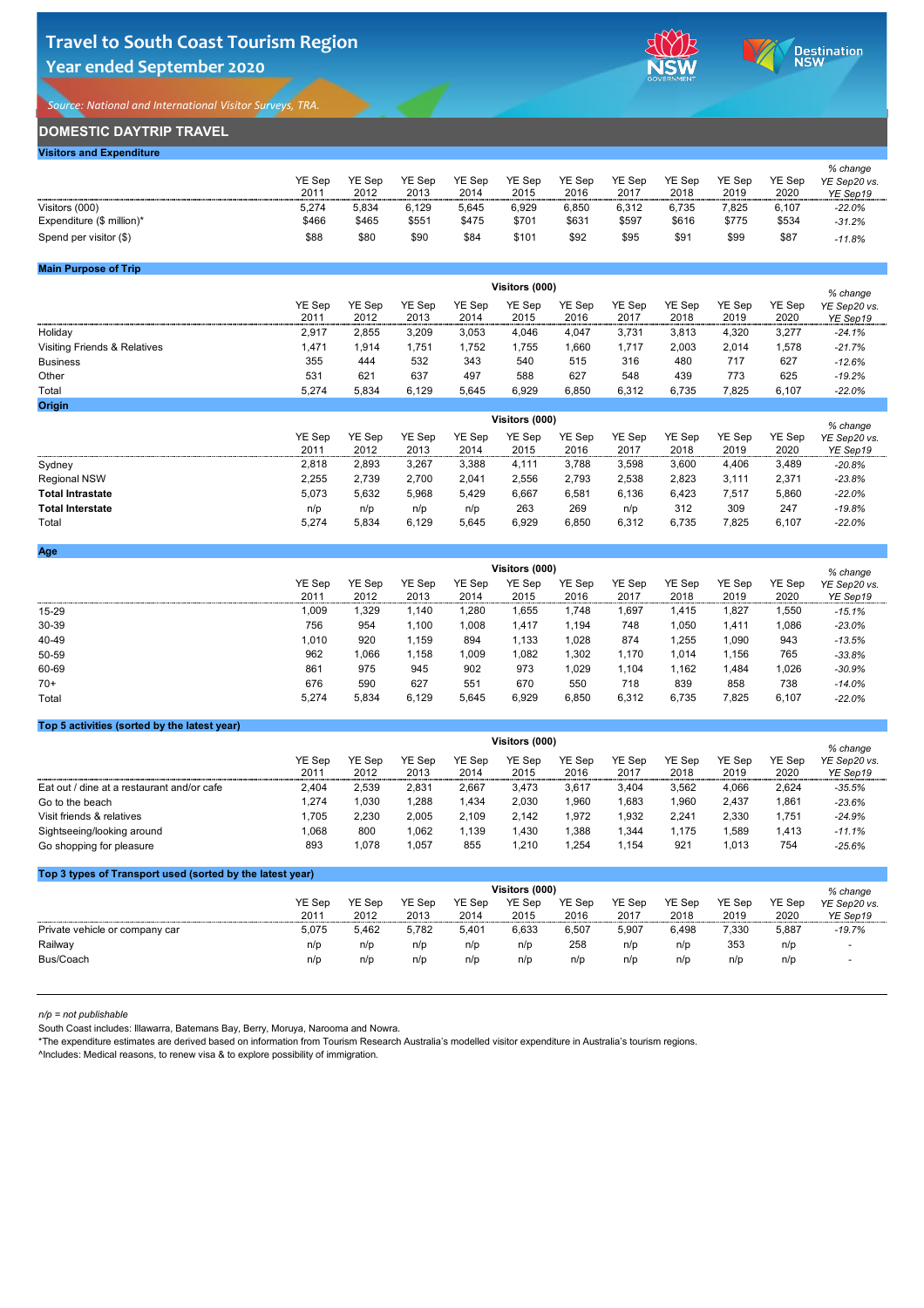# Travel to South Coast Tourism Region
## Year ended September 2020

*Source: National and International Visitor Surveys, TRA.*

## DOMESTIC DAYTRIP TRAVEL

### Visitors and Expenditure

| | YE Sep 2011 | YE Sep 2012 | YE Sep 2013 | YE Sep 2014 | YE Sep 2015 | YE Sep 2016 | YE Sep 2017 | YE Sep 2018 | YE Sep 2019 | YE Sep 2020 | *% change YE Sep20 vs. YE Sep19* |
|---|---|---|---|---|---|---|---|---|---|---|---|
| Visitors (000) | 5,274 | 5,834 | 6,129 | 5,645 | 6,929 | 6,850 | 6,312 | 6,735 | 7,825 | 6,107 | *-22.0%* |
| Expenditure ($ million)* | $466 | $465 | $551 | $475 | $701 | $631 | $597 | $616 | $775 | $534 | *-31.2%* |
| Spend per visitor ($) | $88 | $80 | $90 | $84 | $101 | $92 | $95 | $91 | $99 | $87 | *-11.8%* |

### Main Purpose of Trip

| | Visitors (000) | | | | | | | | | | |
|---|---|---|---|---|---|---|---|---|---|---|---|
| | YE Sep 2011 | YE Sep 2012 | YE Sep 2013 | YE Sep 2014 | YE Sep 2015 | YE Sep 2016 | YE Sep 2017 | YE Sep 2018 | YE Sep 2019 | YE Sep 2020 | *% change YE Sep20 vs. YE Sep19* |
| Holiday | 2,917 | 2,855 | 3,209 | 3,053 | 4,046 | 4,047 | 3,731 | 3,813 | 4,320 | 3,277 | *-24.1%* |
| Visiting Friends & Relatives | 1,471 | 1,914 | 1,751 | 1,752 | 1,755 | 1,660 | 1,717 | 2,003 | 2,014 | 1,578 | *-21.7%* |
| Business | 355 | 444 | 532 | 343 | 540 | 515 | 316 | 480 | 717 | 627 | *-12.6%* |
| Other | 531 | 621 | 637 | 497 | 588 | 627 | 548 | 439 | 773 | 625 | *-19.2%* |
| Total | 5,274 | 5,834 | 6,129 | 5,645 | 6,929 | 6,850 | 6,312 | 6,735 | 7,825 | 6,107 | *-22.0%* |

### Origin

| | Visitors (000) | | | | | | | | | | |
|---|---|---|---|---|---|---|---|---|---|---|---|
| | YE Sep 2011 | YE Sep 2012 | YE Sep 2013 | YE Sep 2014 | YE Sep 2015 | YE Sep 2016 | YE Sep 2017 | YE Sep 2018 | YE Sep 2019 | YE Sep 2020 | *% change YE Sep20 vs. YE Sep19* |
| Sydney | 2,818 | 2,893 | 3,267 | 3,388 | 4,111 | 3,788 | 3,598 | 3,600 | 4,406 | 3,489 | *-20.8%* |
| Regional NSW | 2,255 | 2,739 | 2,700 | 2,041 | 2,556 | 2,793 | 2,538 | 2,823 | 3,111 | 2,371 | *-23.8%* |
| **Total Intrastate** | 5,073 | 5,632 | 5,968 | 5,429 | 6,667 | 6,581 | 6,136 | 6,423 | 7,517 | 5,860 | *-22.0%* |
| **Total Interstate** | n/p | n/p | n/p | n/p | 263 | 269 | n/p | 312 | 309 | 247 | *-19.8%* |
| Total | 5,274 | 5,834 | 6,129 | 5,645 | 6,929 | 6,850 | 6,312 | 6,735 | 7,825 | 6,107 | *-22.0%* |

### Age

| | Visitors (000) | | | | | | | | | | |
|---|---|---|---|---|---|---|---|---|---|---|---|
| | YE Sep 2011 | YE Sep 2012 | YE Sep 2013 | YE Sep 2014 | YE Sep 2015 | YE Sep 2016 | YE Sep 2017 | YE Sep 2018 | YE Sep 2019 | YE Sep 2020 | *% change YE Sep20 vs. YE Sep19* |
| 15-29 | 1,009 | 1,329 | 1,140 | 1,280 | 1,655 | 1,748 | 1,697 | 1,415 | 1,827 | 1,550 | *-15.1%* |
| 30-39 | 756 | 954 | 1,100 | 1,008 | 1,417 | 1,194 | 748 | 1,050 | 1,411 | 1,086 | *-23.0%* |
| 40-49 | 1,010 | 920 | 1,159 | 894 | 1,133 | 1,028 | 874 | 1,255 | 1,090 | 943 | *-13.5%* |
| 50-59 | 962 | 1,066 | 1,158 | 1,009 | 1,082 | 1,302 | 1,170 | 1,014 | 1,156 | 765 | *-33.8%* |
| 60-69 | 861 | 975 | 945 | 902 | 973 | 1,029 | 1,104 | 1,162 | 1,484 | 1,026 | *-30.9%* |
| 70+ | 676 | 590 | 627 | 551 | 670 | 550 | 718 | 839 | 858 | 738 | *-14.0%* |
| Total | 5,274 | 5,834 | 6,129 | 5,645 | 6,929 | 6,850 | 6,312 | 6,735 | 7,825 | 6,107 | *-22.0%* |

### Top 5 activities (sorted by the latest year)

| | Visitors (000) | | | | | | | | | | |
|---|---|---|---|---|---|---|---|---|---|---|---|
| | YE Sep 2011 | YE Sep 2012 | YE Sep 2013 | YE Sep 2014 | YE Sep 2015 | YE Sep 2016 | YE Sep 2017 | YE Sep 2018 | YE Sep 2019 | YE Sep 2020 | *% change YE Sep20 vs. YE Sep19* |
| Eat out / dine at a restaurant and/or cafe | 2,404 | 2,539 | 2,831 | 2,667 | 3,473 | 3,617 | 3,404 | 3,562 | 4,066 | 2,624 | *-35.5%* |
| Go to the beach | 1,274 | 1,030 | 1,288 | 1,434 | 2,030 | 1,960 | 1,683 | 1,960 | 2,437 | 1,861 | *-23.6%* |
| Visit friends & relatives | 1,705 | 2,230 | 2,005 | 2,109 | 2,142 | 1,972 | 1,932 | 2,241 | 2,330 | 1,751 | *-24.9%* |
| Sightseeing/looking around | 1,068 | 800 | 1,062 | 1,139 | 1,430 | 1,388 | 1,344 | 1,175 | 1,589 | 1,413 | *-11.1%* |
| Go shopping for pleasure | 893 | 1,078 | 1,057 | 855 | 1,210 | 1,254 | 1,154 | 921 | 1,013 | 754 | *-25.6%* |

### Top 3 types of Transport used (sorted by the latest year)

| | Visitors (000) | | | | | | | | | | |
|---|---|---|---|---|---|---|---|---|---|---|---|
| | YE Sep 2011 | YE Sep 2012 | YE Sep 2013 | YE Sep 2014 | YE Sep 2015 | YE Sep 2016 | YE Sep 2017 | YE Sep 2018 | YE Sep 2019 | YE Sep 2020 | *% change YE Sep20 vs. YE Sep19* |
| Private vehicle or company car | 5,075 | 5,462 | 5,782 | 5,401 | 6,633 | 6,507 | 5,907 | 6,498 | 7,330 | 5,887 | *-19.7%* |
| Railway | n/p | n/p | n/p | n/p | n/p | 258 | n/p | n/p | 353 | n/p | - |
| Bus/Coach | n/p | n/p | n/p | n/p | n/p | n/p | n/p | n/p | n/p | n/p | - |

*n/p = not publishable*

South Coast includes: Illawarra, Batemans Bay, Berry, Moruya, Narooma and Nowra.

*The expenditure estimates are derived based on information from Tourism Research Australia's modelled visitor expenditure in Australia's tourism regions.

^Includes: Medical reasons, to renew visa & to explore possibility of immigration.